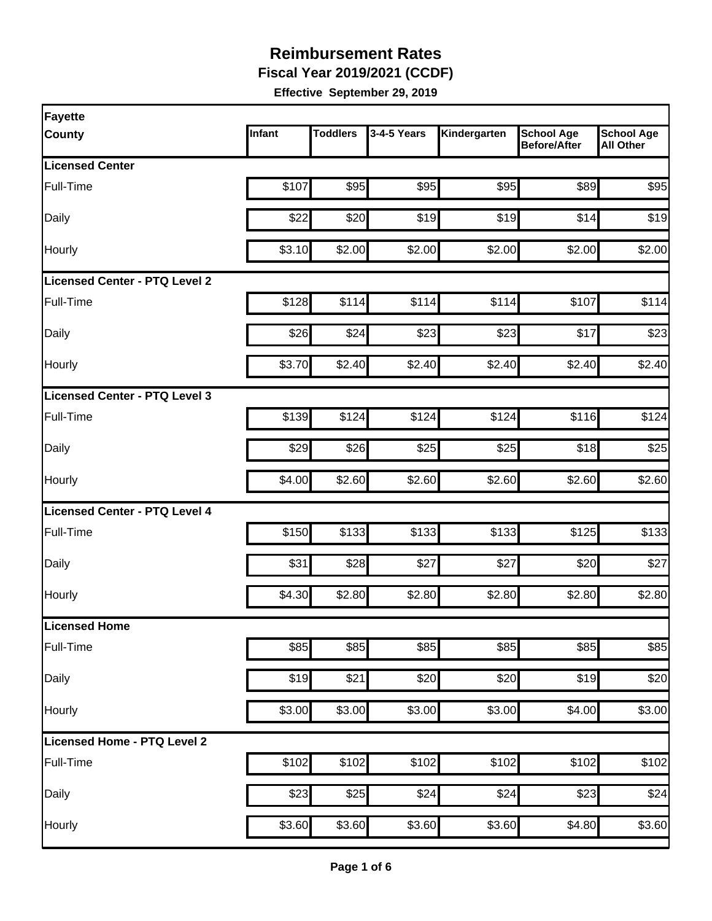# Reimbursement Rates

**Fiscal Year 2019/2021 (CCDF)**

**Effective September 29, 2019**

| Fayette County | Infant | Toddlers | 3-4-5 Years | Kindergarten | School Age Before/After | School Age All Other |
|---|---|---|---|---|---|---|
| **Licensed Center** | | | | | | |
| Full-Time | $107 | $95 | $95 | $95 | $89 | $95 |
| Daily | $22 | $20 | $19 | $19 | $14 | $19 |
| Hourly | $3.10 | $2.00 | $2.00 | $2.00 | $2.00 | $2.00 |
| **Licensed Center - PTQ Level 2** | | | | | | |
| Full-Time | $128 | $114 | $114 | $114 | $107 | $114 |
| Daily | $26 | $24 | $23 | $23 | $17 | $23 |
| Hourly | $3.70 | $2.40 | $2.40 | $2.40 | $2.40 | $2.40 |
| **Licensed Center - PTQ Level 3** | | | | | | |
| Full-Time | $139 | $124 | $124 | $124 | $116 | $124 |
| Daily | $29 | $26 | $25 | $25 | $18 | $25 |
| Hourly | $4.00 | $2.60 | $2.60 | $2.60 | $2.60 | $2.60 |
| **Licensed Center - PTQ Level 4** | | | | | | |
| Full-Time | $150 | $133 | $133 | $133 | $125 | $133 |
| Daily | $31 | $28 | $27 | $27 | $20 | $27 |
| Hourly | $4.30 | $2.80 | $2.80 | $2.80 | $2.80 | $2.80 |
| **Licensed Home** | | | | | | |
| Full-Time | $85 | $85 | $85 | $85 | $85 | $85 |
| Daily | $19 | $21 | $20 | $20 | $19 | $20 |
| Hourly | $3.00 | $3.00 | $3.00 | $3.00 | $4.00 | $3.00 |
| **Licensed Home - PTQ Level 2** | | | | | | |
| Full-Time | $102 | $102 | $102 | $102 | $102 | $102 |
| Daily | $23 | $25 | $24 | $24 | $23 | $24 |
| Hourly | $3.60 | $3.60 | $3.60 | $3.60 | $4.80 | $3.60 |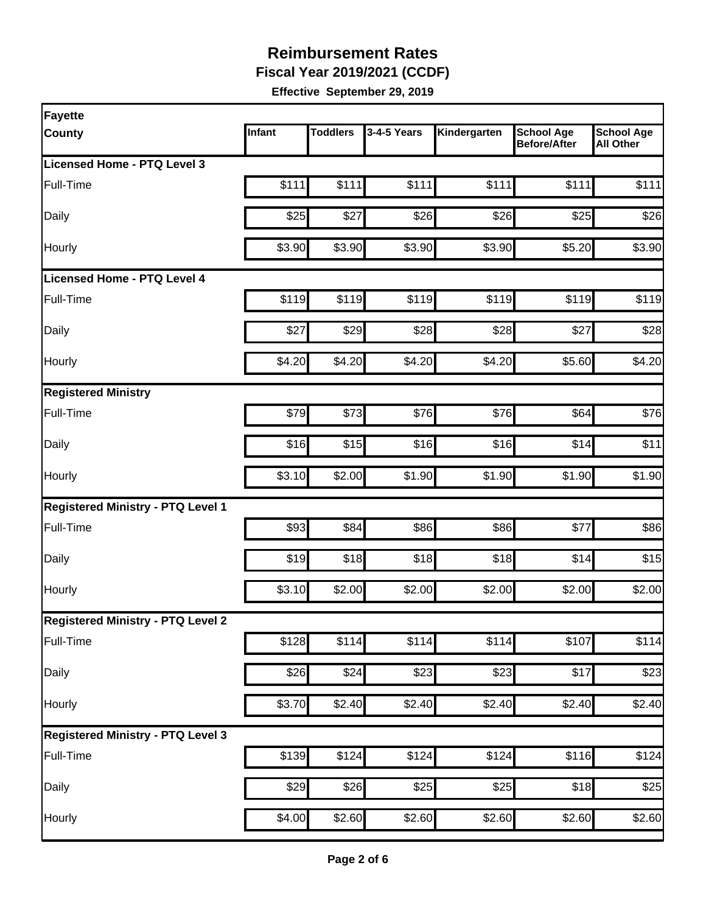# Reimbursement Rates

**Fiscal Year 2019/2021 (CCDF)**

**Effective September 29, 2019**

| Fayette County | Infant | Toddlers | 3-4-5 Years | Kindergarten | School Age Before/After | School Age All Other |
|---|---|---|---|---|---|---|
| **Licensed Home - PTQ Level 3** | | | | | | |
| Full-Time | $111 | $111 | $111 | $111 | $111 | $111 |
| Daily | $25 | $27 | $26 | $26 | $25 | $26 |
| Hourly | $3.90 | $3.90 | $3.90 | $3.90 | $5.20 | $3.90 |
| **Licensed Home - PTQ Level 4** | | | | | | |
| Full-Time | $119 | $119 | $119 | $119 | $119 | $119 |
| Daily | $27 | $29 | $28 | $28 | $27 | $28 |
| Hourly | $4.20 | $4.20 | $4.20 | $4.20 | $5.60 | $4.20 |
| **Registered Ministry** | | | | | | |
| Full-Time | $79 | $73 | $76 | $76 | $64 | $76 |
| Daily | $16 | $15 | $16 | $16 | $14 | $11 |
| Hourly | $3.10 | $2.00 | $1.90 | $1.90 | $1.90 | $1.90 |
| **Registered Ministry - PTQ Level 1** | | | | | | |
| Full-Time | $93 | $84 | $86 | $86 | $77 | $86 |
| Daily | $19 | $18 | $18 | $18 | $14 | $15 |
| Hourly | $3.10 | $2.00 | $2.00 | $2.00 | $2.00 | $2.00 |
| **Registered Ministry - PTQ Level 2** | | | | | | |
| Full-Time | $128 | $114 | $114 | $114 | $107 | $114 |
| Daily | $26 | $24 | $23 | $23 | $17 | $23 |
| Hourly | $3.70 | $2.40 | $2.40 | $2.40 | $2.40 | $2.40 |
| **Registered Ministry - PTQ Level 3** | | | | | | |
| Full-Time | $139 | $124 | $124 | $124 | $116 | $124 |
| Daily | $29 | $26 | $25 | $25 | $18 | $25 |
| Hourly | $4.00 | $2.60 | $2.60 | $2.60 | $2.60 | $2.60 |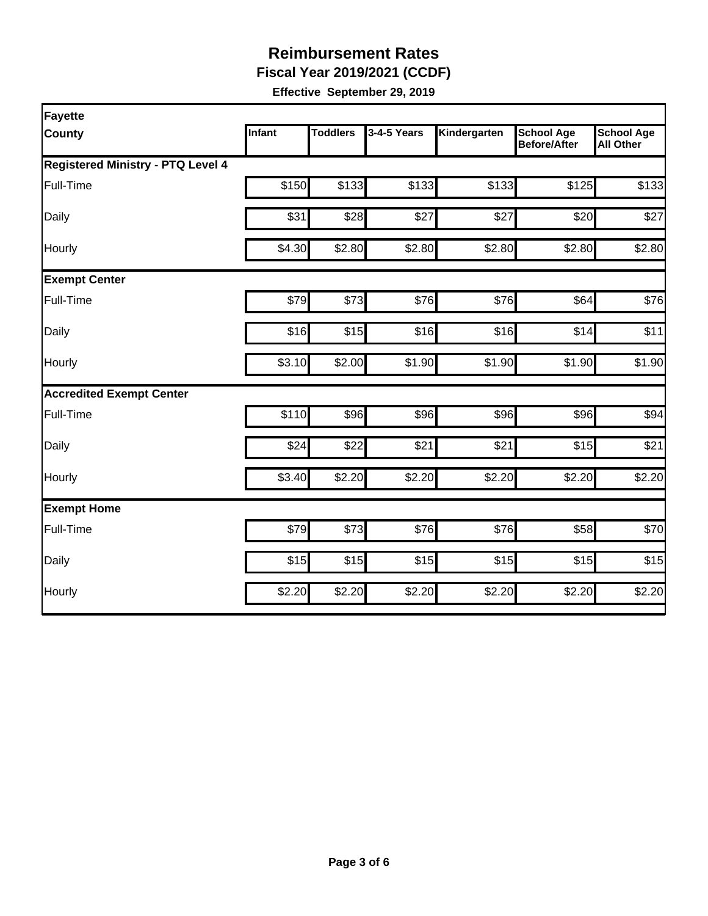# Reimbursement Rates

**Fiscal Year 2019/2021 (CCDF)**

**Effective September 29, 2019**

| Fayette County | Infant | Toddlers | 3-4-5 Years | Kindergarten | School Age Before/After | School Age All Other |
|---|---|---|---|---|---|---|
| **Registered Ministry - PTQ Level 4** | | | | | | |
| Full-Time | $150 | $133 | $133 | $133 | $125 | $133 |
| Daily | $31 | $28 | $27 | $27 | $20 | $27 |
| Hourly | $4.30 | $2.80 | $2.80 | $2.80 | $2.80 | $2.80 |
| **Exempt Center** | | | | | | |
| Full-Time | $79 | $73 | $76 | $76 | $64 | $76 |
| Daily | $16 | $15 | $16 | $16 | $14 | $11 |
| Hourly | $3.10 | $2.00 | $1.90 | $1.90 | $1.90 | $1.90 |
| **Accredited Exempt Center** | | | | | | |
| Full-Time | $110 | $96 | $96 | $96 | $96 | $94 |
| Daily | $24 | $22 | $21 | $21 | $15 | $21 |
| Hourly | $3.40 | $2.20 | $2.20 | $2.20 | $2.20 | $2.20 |
| **Exempt Home** | | | | | | |
| Full-Time | $79 | $73 | $76 | $76 | $58 | $70 |
| Daily | $15 | $15 | $15 | $15 | $15 | $15 |
| Hourly | $2.20 | $2.20 | $2.20 | $2.20 | $2.20 | $2.20 |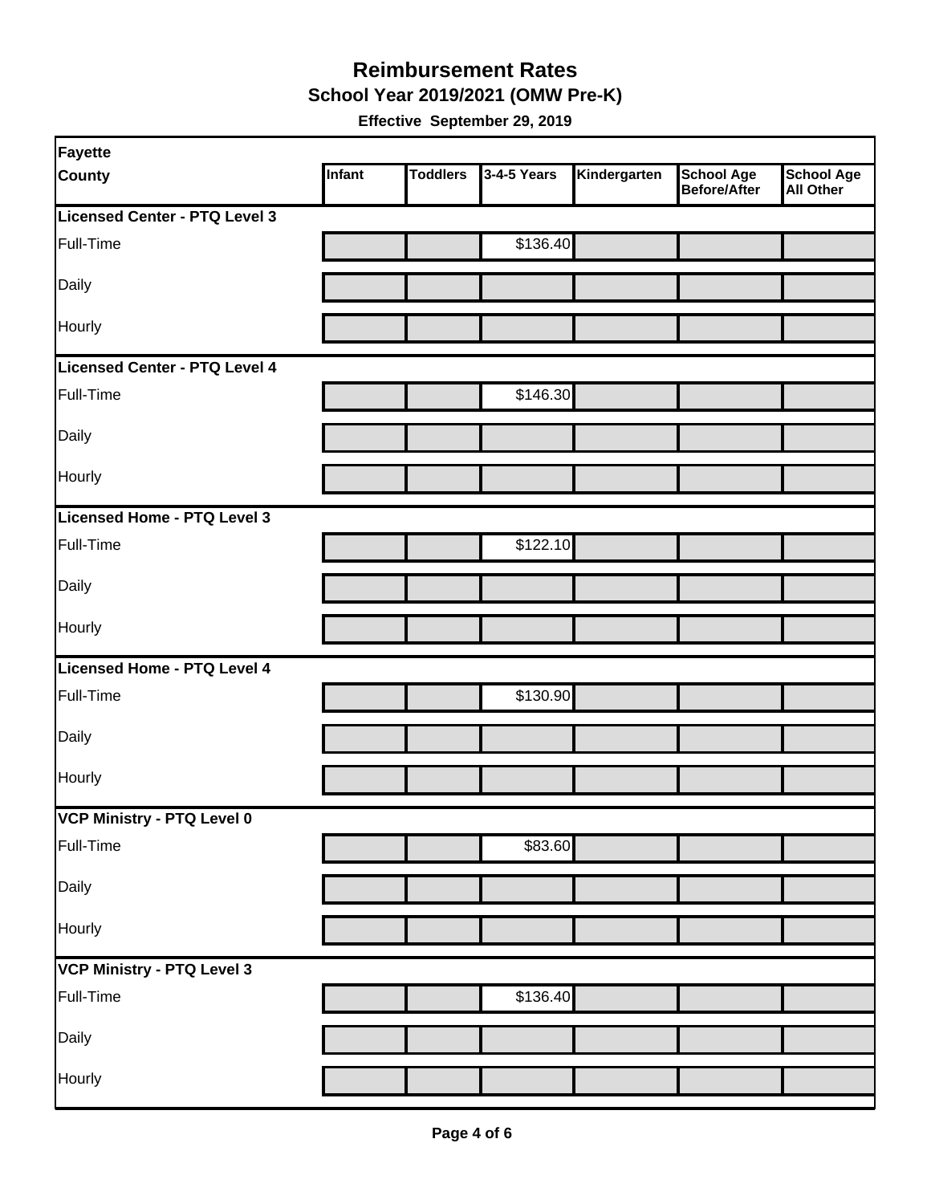# Reimbursement Rates

**School Year 2019/2021 (OMW Pre-K)**

**Effective September 29, 2019**

| Fayette County | Infant | Toddlers | 3-4-5 Years | Kindergarten | School Age Before/After | School Age All Other |
|---|---|---|---|---|---|---|
| **Licensed Center - PTQ Level 3** | | | | | | |
| Full-Time | | | $136.40 | | | |
| Daily | | | | | | |
| Hourly | | | | | | |
| **Licensed Center - PTQ Level 4** | | | | | | |
| Full-Time | | | $146.30 | | | |
| Daily | | | | | | |
| Hourly | | | | | | |
| **Licensed Home - PTQ Level 3** | | | | | | |
| Full-Time | | | $122.10 | | | |
| Daily | | | | | | |
| Hourly | | | | | | |
| **Licensed Home - PTQ Level 4** | | | | | | |
| Full-Time | | | $130.90 | | | |
| Daily | | | | | | |
| Hourly | | | | | | |
| **VCP Ministry - PTQ Level 0** | | | | | | |
| Full-Time | | | $83.60 | | | |
| Daily | | | | | | |
| Hourly | | | | | | |
| **VCP Ministry - PTQ Level 3** | | | | | | |
| Full-Time | | | $136.40 | | | |
| Daily | | | | | | |
| Hourly | | | | | | |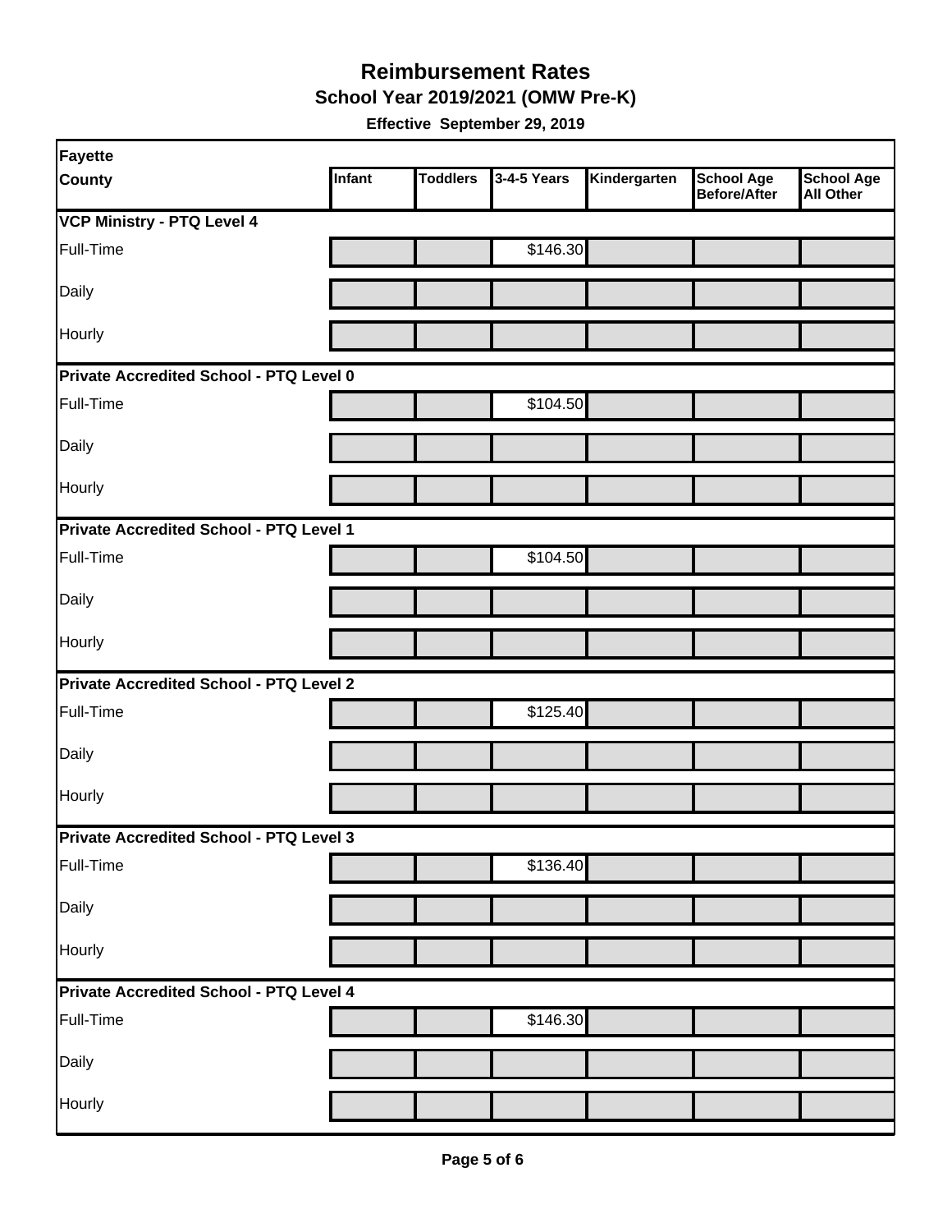# Reimbursement Rates

## School Year 2019/2021 (OMW Pre-K)

**Effective September 29, 2019**

| Fayette County | Infant | Toddlers | 3-4-5 Years | Kindergarten | School Age Before/After | School Age All Other |
|---|---|---|---|---|---|---|
| **VCP Ministry - PTQ Level 4** | | | | | | |
| Full-Time | | | $146.30 | | | |
| Daily | | | | | | |
| Hourly | | | | | | |
| **Private Accredited School - PTQ Level 0** | | | | | | |
| Full-Time | | | $104.50 | | | |
| Daily | | | | | | |
| Hourly | | | | | | |
| **Private Accredited School - PTQ Level 1** | | | | | | |
| Full-Time | | | $104.50 | | | |
| Daily | | | | | | |
| Hourly | | | | | | |
| **Private Accredited School - PTQ Level 2** | | | | | | |
| Full-Time | | | $125.40 | | | |
| Daily | | | | | | |
| Hourly | | | | | | |
| **Private Accredited School - PTQ Level 3** | | | | | | |
| Full-Time | | | $136.40 | | | |
| Daily | | | | | | |
| Hourly | | | | | | |
| **Private Accredited School - PTQ Level 4** | | | | | | |
| Full-Time | | | $146.30 | | | |
| Daily | | | | | | |
| Hourly | | | | | | |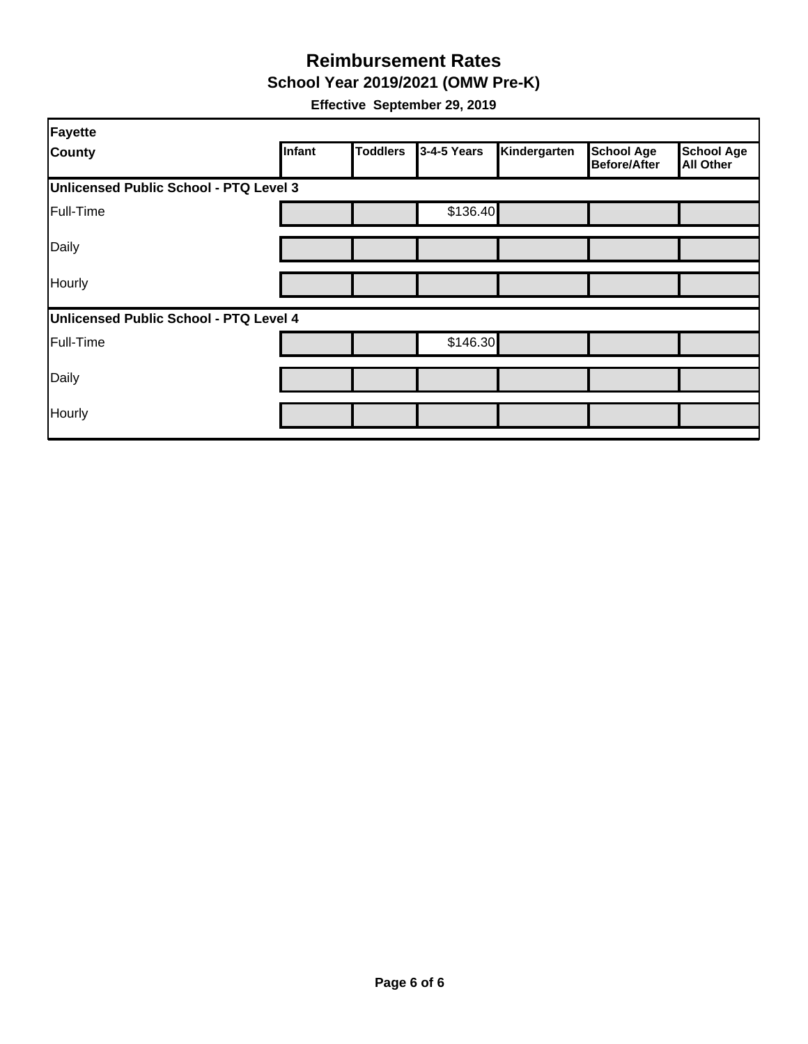# Reimbursement Rates

## School Year 2019/2021 (OMW Pre-K)

**Effective September 29, 2019**

| Fayette County | Infant | Toddlers | 3-4-5 Years | Kindergarten | School Age Before/After | School Age All Other |
|---|---|---|---|---|---|---|
| **Unlicensed Public School - PTQ Level 3** | | | | | | |
| Full-Time | | | $136.40 | | | |
| Daily | | | | | | |
| Hourly | | | | | | |
| **Unlicensed Public School - PTQ Level 4** | | | | | | |
| Full-Time | | | $146.30 | | | |
| Daily | | | | | | |
| Hourly | | | | | | |